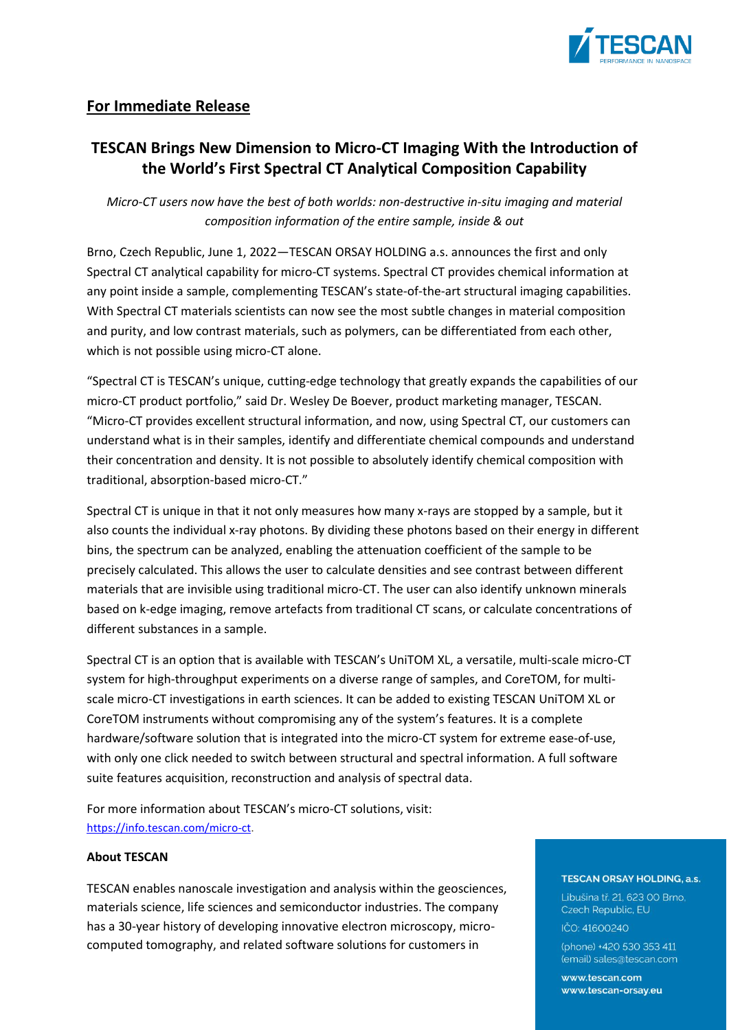**For Immediate Release**

# TESCAN Brings New Dimension to Micro-CT Imaging With the Introduction of the World's First Spectral CT Analytical Composition Capability

*Micro-CT users now have the best of both worlds: non-destructive in-situ imaging and material composition information of the entire sample, inside & out*

Brno, Czech Republic, June 1, 2022—TESCAN ORSAY HOLDING a.s. announces the first and only Spectral CT analytical capability for micro-CT systems. Spectral CT provides chemical information at any point inside a sample, complementing TESCAN's state-of-the-art structural imaging capabilities. With Spectral CT materials scientists can now see the most subtle changes in material composition and purity, and low contrast materials, such as polymers, can be differentiated from each other, which is not possible using micro-CT alone.

"Spectral CT is TESCAN's unique, cutting-edge technology that greatly expands the capabilities of our micro-CT product portfolio," said Dr. Wesley De Boever, product marketing manager, TESCAN. "Micro-CT provides excellent structural information, and now, using Spectral CT, our customers can understand what is in their samples, identify and differentiate chemical compounds and understand their concentration and density. It is not possible to absolutely identify chemical composition with traditional, absorption-based micro-CT."

Spectral CT is unique in that it not only measures how many x-rays are stopped by a sample, but it also counts the individual x-ray photons. By dividing these photons based on their energy in different bins, the spectrum can be analyzed, enabling the attenuation coefficient of the sample to be precisely calculated. This allows the user to calculate densities and see contrast between different materials that are invisible using traditional micro-CT. The user can also identify unknown minerals based on k-edge imaging, remove artefacts from traditional CT scans, or calculate concentrations of different substances in a sample.

Spectral CT is an option that is available with TESCAN's UniTOM XL, a versatile, multi-scale micro-CT system for high-throughput experiments on a diverse range of samples, and CoreTOM, for multi-scale micro-CT investigations in earth sciences. It can be added to existing TESCAN UniTOM XL or CoreTOM instruments without compromising any of the system's features. It is a complete hardware/software solution that is integrated into the micro-CT system for extreme ease-of-use, with only one click needed to switch between structural and spectral information. A full software suite features acquisition, reconstruction and analysis of spectral data.

For more information about TESCAN's micro-CT solutions, visit: https://info.tescan.com/micro-ct.

**About TESCAN**

TESCAN enables nanoscale investigation and analysis within the geosciences, materials science, life sciences and semiconductor industries. The company has a 30-year history of developing innovative electron microscopy, micro-computed tomography, and related software solutions for customers in

**TESCAN ORSAY HOLDING, a.s.**
Libušina tř. 21, 623 00 Brno, Czech Republic, EU
IČO: 41600240
(phone) +420 530 353 411
(email) sales@tescan.com
**www.tescan.com**
**www.tescan-orsay.eu**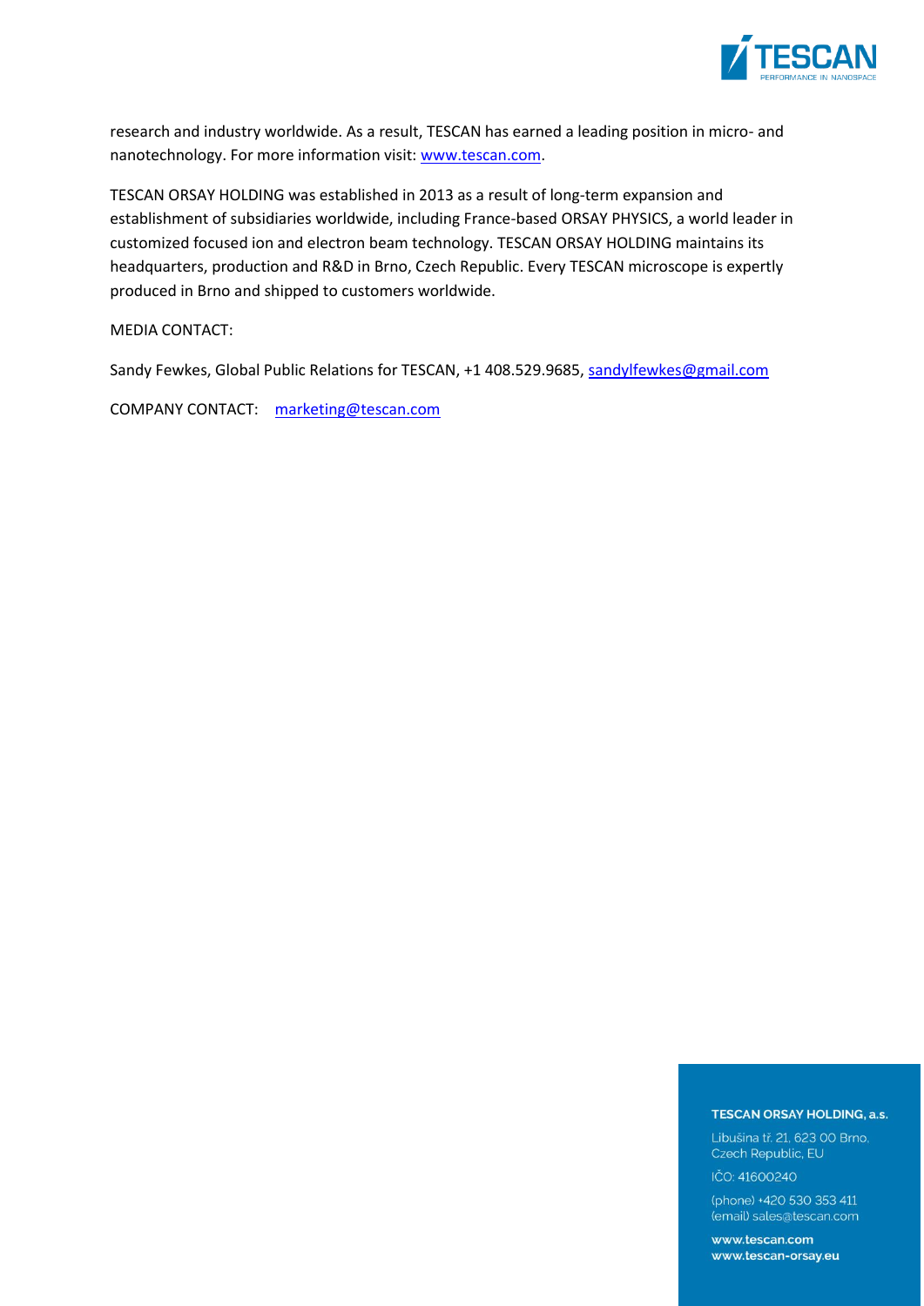research and industry worldwide. As a result, TESCAN has earned a leading position in micro- and nanotechnology. For more information visit: www.tescan.com.

TESCAN ORSAY HOLDING was established in 2013 as a result of long-term expansion and establishment of subsidiaries worldwide, including France-based ORSAY PHYSICS, a world leader in customized focused ion and electron beam technology. TESCAN ORSAY HOLDING maintains its headquarters, production and R&D in Brno, Czech Republic. Every TESCAN microscope is expertly produced in Brno and shipped to customers worldwide.

MEDIA CONTACT:

Sandy Fewkes, Global Public Relations for TESCAN, +1 408.529.9685, sandylfewkes@gmail.com

COMPANY CONTACT: marketing@tescan.com

**TESCAN ORSAY HOLDING, a.s.**

Libušina tř. 21, 623 00 Brno, Czech Republic, EU

IČO: 41600240

(phone) +420 530 353 411
(email) sales@tescan.com

**www.tescan.com**
**www.tescan-orsay.eu**